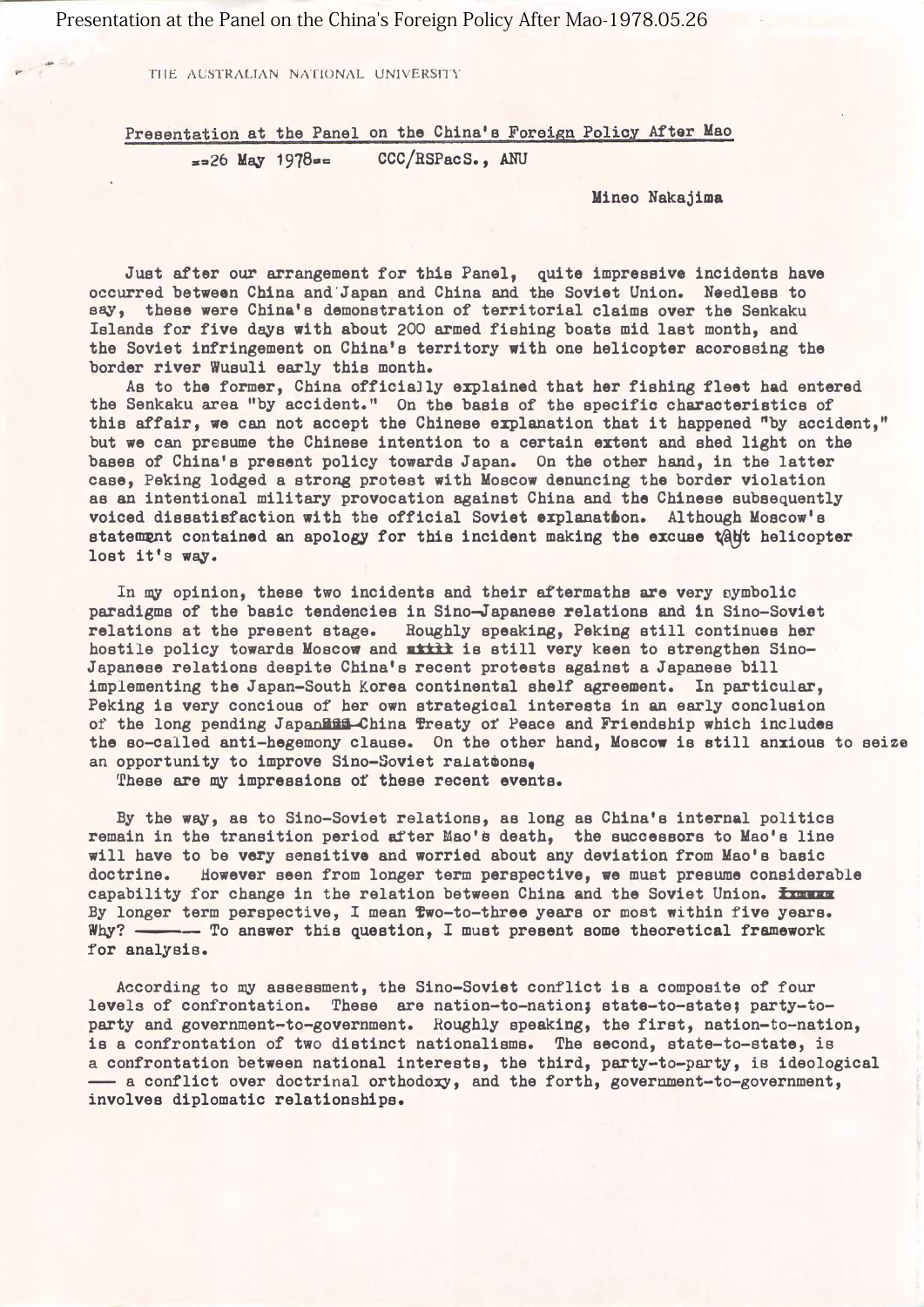THE AUSTRALIAN NATIONAL UNIVERSITY

## Presentation at the Panel on the China's Foreign Policy After Mao

==26 May 1978== CCC/RSPacS., ANU

Mineo Nakajima

Just after our arrangement for this Panel, quite impressive incidents have occurred between China and Japan and China and the Soviet Union. Needless to say, these were China's demonstration of territorial claims over the Senkaku Islands for five days with about 200 armed fishing boats mid last month, and the Soviet infringement on China's territory with one helicopter acorossing the border river Wusuli early this month.

As to the former, China officially explained that her fishing fleet had entered the Senkaku area "by accident." On the basis of the specific characteristics of this affair, we can not accept the Chinese explanation that it happened "by accident," but we can presume the Chinese intention to a certain extent and shed light on the bases of China's present policy towards Japan. On the other hand, in the latter case, Peking lodged a strong protest with Moscow denuncing the border violation as an intentional military provocation against China and the Chinese subsequently voiced dissatisfaction with the official Soviet explanation. Although Moscow's statement contained an apology for this incident making the excuse that helicopter lost it's way.

In my opinion, these two incidents and their aftermaths are very symbolic paradigms of the basic tendencies in Sino-Japanese relations and in Sino-Soviet relations at the present stage. Roughly speaking, Peking still continues her hostile policy towards Moscow and ~~still~~ is still very keen to strengthen Sino-Japanese relations despite China's recent protests against a Japanese bill implementing the Japan-South Korea continental shelf agreement. In particular, Peking is very concious of her own strategical interests in an early conclusion of the long pending Japan-China Treaty of Peace and Friendship which includes the so-called anti-hegemony clause. On the other hand, Moscow is still anxious to seize an opportunity to improve Sino-Soviet ralations.

These are my impressions of these recent events.

By the way, as to Sino-Soviet relations, as long as China's internal politics remain in the transition period after Mao's death, the successors to Mao's line will have to be very sensitive and worried about any deviation from Mao's basic doctrine. However seen from longer term perspective, we must presume considerable capability for change in the relation between China and the Soviet Union. ~~xxxxx~~ By longer term perspective, I mean Two-to-three years or most within five years. Why? ——— To answer this question, I must present some theoretical framework for analysis.

According to my assessment, the Sino-Soviet conflict is a composite of four levels of confrontation. These are nation-to-nation; state-to-state; party-to-party and government-to-government. Roughly speaking, the first, nation-to-nation, is a confrontation of two distinct nationalisms. The second, state-to-state, is a confrontation between national interests, the third, party-to-party, is ideological —— a conflict over doctrinal orthodoxy, and the forth, government-to-government, involves diplomatic relationships.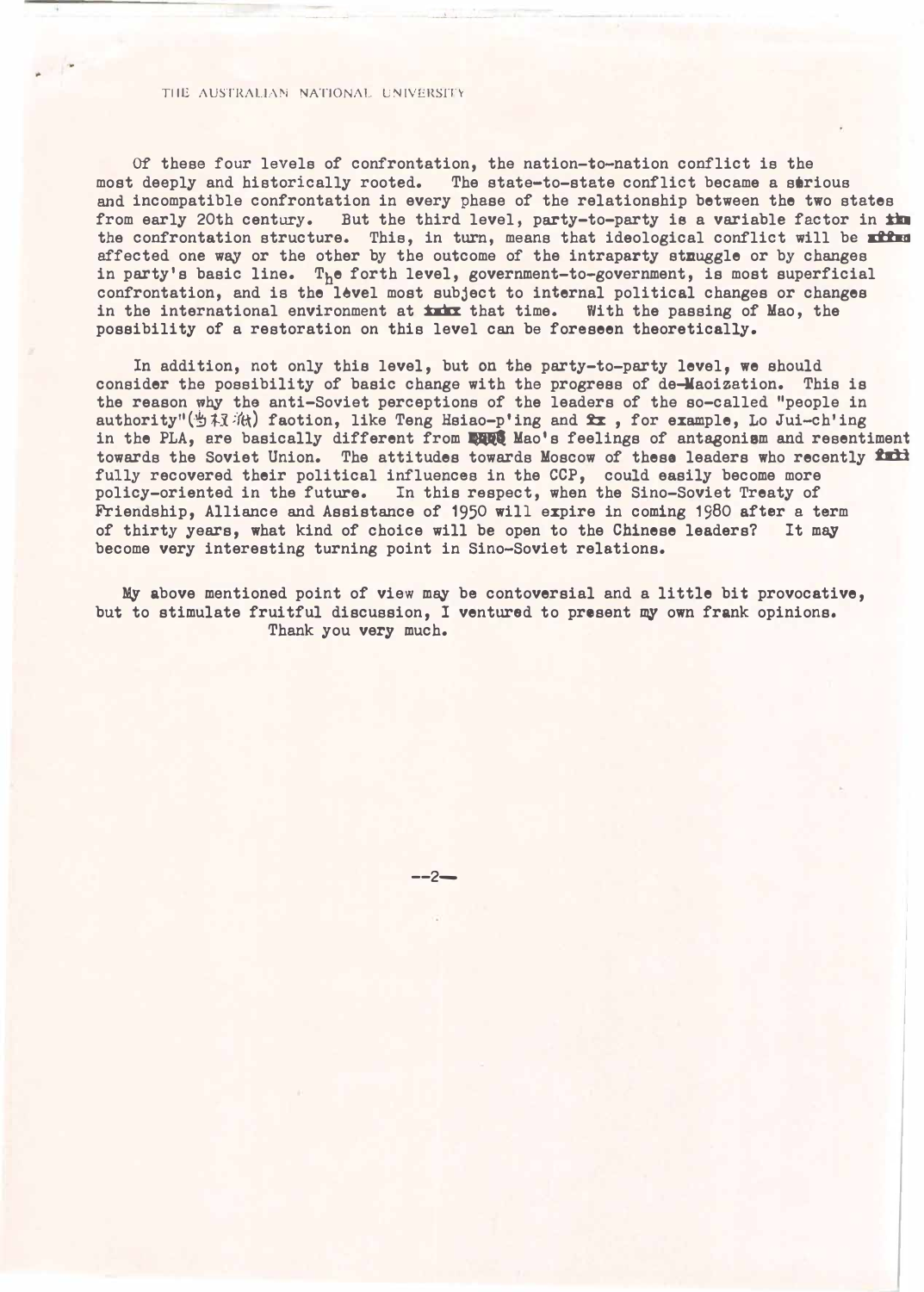Of these four levels of confrontation, the nation-to-nation conflict is the most deeply and historically rooted. The state-to-state conflict became a serious and incompatible confrontation in every phase of the relationship between the two states from early 20th century. But the third level, party-to-party is a variable factor in the confrontation structure. This, in turn, means that ideological conflict will be affected one way or the other by the outcome of the intraparty struggle or by changes in party's basic line. The forth level, government-to-government, is most superficial confrontation, and is the level most subject to internal political changes or changes in the international environment at that time. With the passing of Mao, the possibility of a restoration on this level can be foreseen theoretically.

In addition, not only this level, but on the party-to-party level, we should consider the possibility of basic change with the progress of de-Maoization. This is the reason why the anti-Soviet perceptions of the leaders of the so-called "people in authority"(当权派) faction, like Teng Hsiao-p'ing and , for example, Lo Jui-ch'ing in the PLA, are basically different from Mao's feelings of antagonism and resentiment towards the Soviet Union. The attitudes towards Moscow of these leaders who recently fully recovered their political influences in the CCP, could easily become more policy-oriented in the future. In this respect, when the Sino-Soviet Treaty of Friendship, Alliance and Assistance of 1950 will expire in coming 1980 after a term of thirty years, what kind of choice will be open to the Chinese leaders? It may become very interesting turning point in Sino-Soviet relations.

My above mentioned point of view may be contoversial and a little bit provocative, but to stimulate fruitful discussion, I ventured to present my own frank opinions.

Thank you very much.